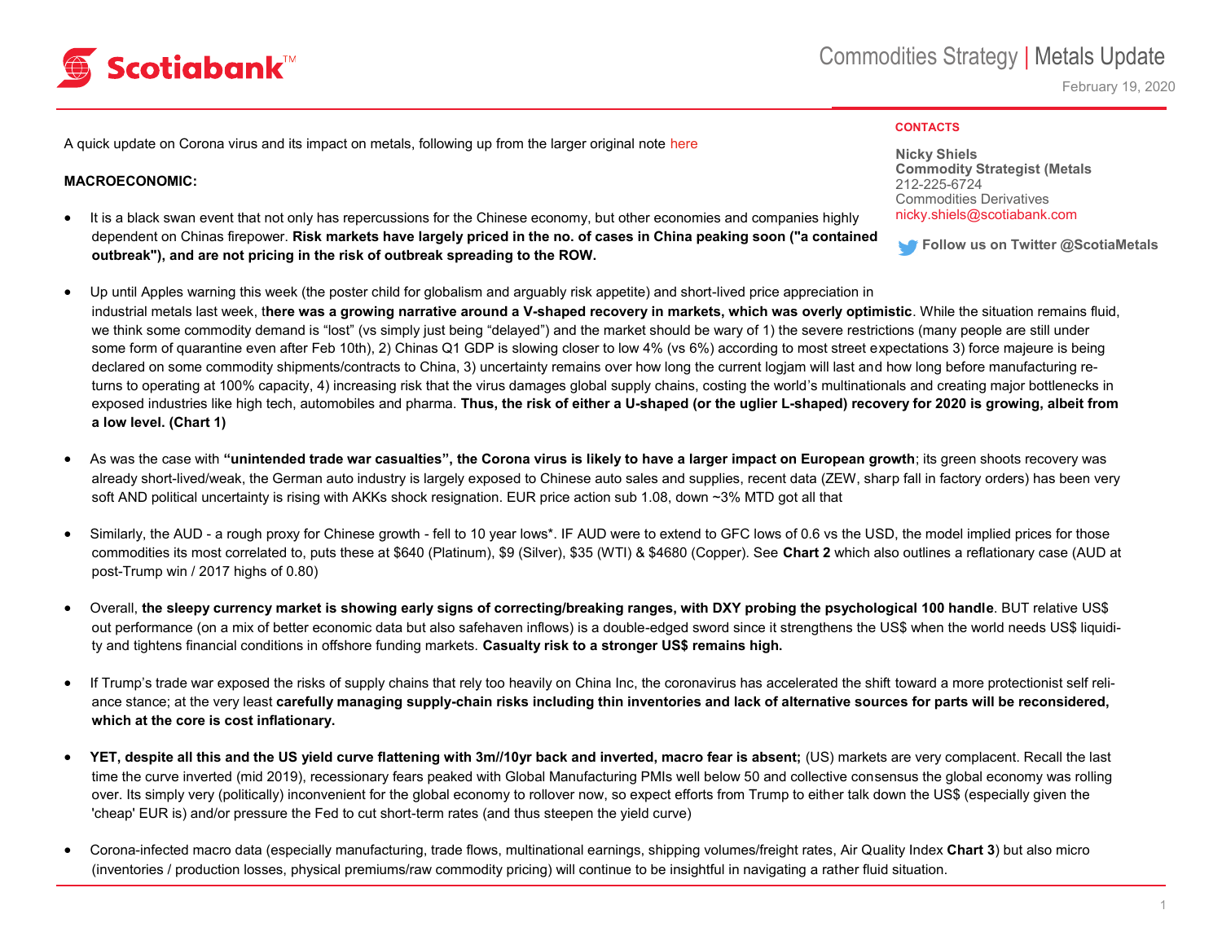# Commodities Strategy | Metals Update

February 19, 2020

**CONTACTS**

**Nicky Shiels**
**Commodity Strategist (Metals**
212-225-6724
Commodities Derivatives
nicky.shiels@scotiabank.com

**Follow us on Twitter @ScotiaMetals**

A quick update on Corona virus and its impact on metals, following up from the larger original note here

**MACROECONOMIC:**

- It is a black swan event that not only has repercussions for the Chinese economy, but other economies and companies highly dependent on Chinas firepower. **Risk markets have largely priced in the no. of cases in China peaking soon ("a contained outbreak"), and are not pricing in the risk of outbreak spreading to the ROW.**

- Up until Apples warning this week (the poster child for globalism and arguably risk appetite) and short-lived price appreciation in industrial metals last week, t**here was a growing narrative around a V-shaped recovery in markets, which was overly optimistic**. While the situation remains fluid, we think some commodity demand is "lost" (vs simply just being "delayed") and the market should be wary of 1) the severe restrictions (many people are still under some form of quarantine even after Feb 10th), 2) Chinas Q1 GDP is slowing closer to low 4% (vs 6%) according to most street expectations 3) force majeure is being declared on some commodity shipments/contracts to China, 3) uncertainty remains over how long the current logjam will last and how long before manufacturing returns to operating at 100% capacity, 4) increasing risk that the virus damages global supply chains, costing the world's multinationals and creating major bottlenecks in exposed industries like high tech, automobiles and pharma. **Thus, the risk of either a U-shaped (or the uglier L-shaped) recovery for 2020 is growing, albeit from a low level. (Chart 1)**

- As was the case with **"unintended trade war casualties", the Corona virus is likely to have a larger impact on European growth**; its green shoots recovery was already short-lived/weak, the German auto industry is largely exposed to Chinese auto sales and supplies, recent data (ZEW, sharp fall in factory orders) has been very soft AND political uncertainty is rising with AKKs shock resignation. EUR price action sub 1.08, down ~3% MTD got all that

- Similarly, the AUD - a rough proxy for Chinese growth - fell to 10 year lows*. IF AUD were to extend to GFC lows of 0.6 vs the USD, the model implied prices for those commodities its most correlated to, puts these at $640 (Platinum), $9 (Silver), $35 (WTI) & $4680 (Copper). See **Chart 2** which also outlines a reflationary case (AUD at post-Trump win / 2017 highs of 0.80)

- Overall, **the sleepy currency market is showing early signs of correcting/breaking ranges, with DXY probing the psychological 100 handle**. BUT relative US$ out performance (on a mix of better economic data but also safehaven inflows) is a double-edged sword since it strengthens the US$ when the world needs US$ liquidity and tightens financial conditions in offshore funding markets. **Casualty risk to a stronger US$ remains high.**

- If Trump's trade war exposed the risks of supply chains that rely too heavily on China Inc, the coronavirus has accelerated the shift toward a more protectionist self reliance stance; at the very least **carefully managing supply-chain risks including thin inventories and lack of alternative sources for parts will be reconsidered, which at the core is cost inflationary.**

- **YET, despite all this and the US yield curve flattening with 3m//10yr back and inverted, macro fear is absent;** (US) markets are very complacent. Recall the last time the curve inverted (mid 2019), recessionary fears peaked with Global Manufacturing PMIs well below 50 and collective consensus the global economy was rolling over. Its simply very (politically) inconvenient for the global economy to rollover now, so expect efforts from Trump to either talk down the US$ (especially given the 'cheap' EUR is) and/or pressure the Fed to cut short-term rates (and thus steepen the yield curve)

- Corona-infected macro data (especially manufacturing, trade flows, multinational earnings, shipping volumes/freight rates, Air Quality Index **Chart 3**) but also micro (inventories / production losses, physical premiums/raw commodity pricing) will continue to be insightful in navigating a rather fluid situation.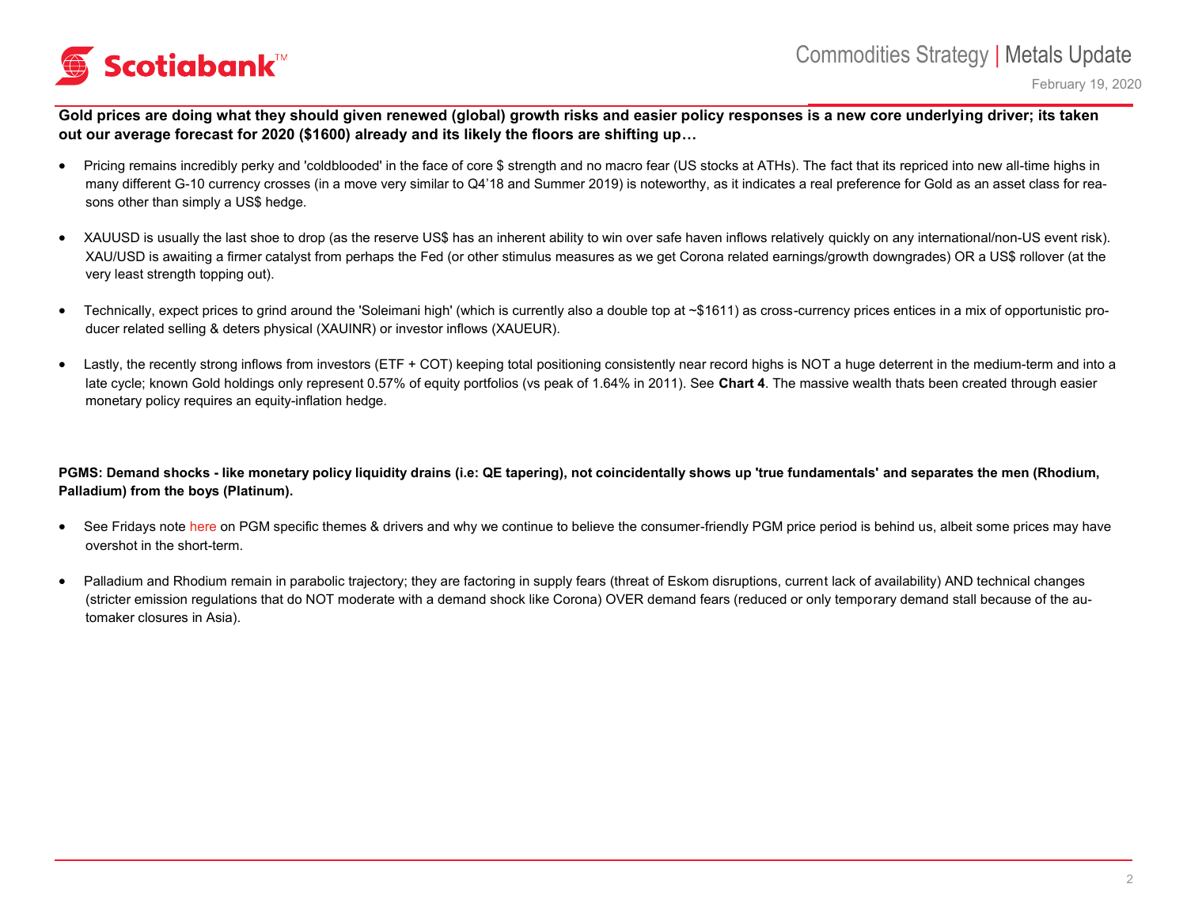**Gold prices are doing what they should given renewed (global) growth risks and easier policy responses is a new core underlying driver; its taken out our average forecast for 2020 ($1600) already and its likely the floors are shifting up…**

- Pricing remains incredibly perky and 'coldblooded' in the face of core $ strength and no macro fear (US stocks at ATHs). The fact that its repriced into new all-time highs in many different G-10 currency crosses (in a move very similar to Q4'18 and Summer 2019) is noteworthy, as it indicates a real preference for Gold as an asset class for reasons other than simply a US$ hedge.

- XAUUSD is usually the last shoe to drop (as the reserve US$ has an inherent ability to win over safe haven inflows relatively quickly on any international/non-US event risk). XAU/USD is awaiting a firmer catalyst from perhaps the Fed (or other stimulus measures as we get Corona related earnings/growth downgrades) OR a US$ rollover (at the very least strength topping out).

- Technically, expect prices to grind around the 'Soleimani high' (which is currently also a double top at ~$1611) as cross-currency prices entices in a mix of opportunistic producer related selling & deters physical (XAUINR) or investor inflows (XAUEUR).

- Lastly, the recently strong inflows from investors (ETF + COT) keeping total positioning consistently near record highs is NOT a huge deterrent in the medium-term and into a late cycle; known Gold holdings only represent 0.57% of equity portfolios (vs peak of 1.64% in 2011). See **Chart 4**. The massive wealth thats been created through easier monetary policy requires an equity-inflation hedge.

**PGMS: Demand shocks - like monetary policy liquidity drains (i.e: QE tapering), not coincidentally shows up 'true fundamentals' and separates the men (Rhodium, Palladium) from the boys (Platinum).**

- See Fridays note here on PGM specific themes & drivers and why we continue to believe the consumer-friendly PGM price period is behind us, albeit some prices may have overshot in the short-term.

- Palladium and Rhodium remain in parabolic trajectory; they are factoring in supply fears (threat of Eskom disruptions, current lack of availability) AND technical changes (stricter emission regulations that do NOT moderate with a demand shock like Corona) OVER demand fears (reduced or only temporary demand stall because of the automaker closures in Asia).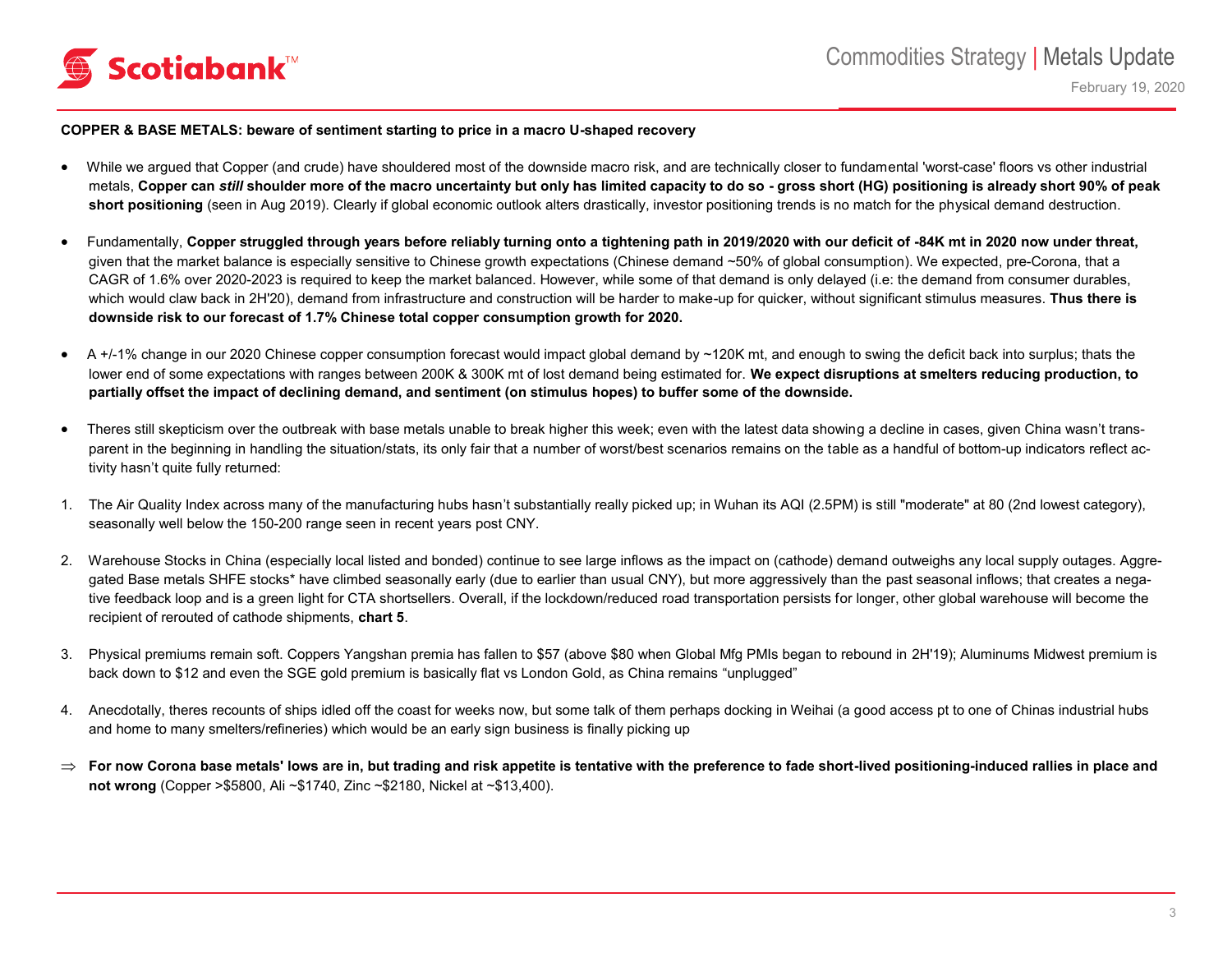**COPPER & BASE METALS: beware of sentiment starting to price in a macro U-shaped recovery**

- While we argued that Copper (and crude) have shouldered most of the downside macro risk, and are technically closer to fundamental 'worst-case' floors vs other industrial metals, **Copper can *still* shoulder more of the macro uncertainty but only has limited capacity to do so - gross short (HG) positioning is already short 90% of peak short positioning** (seen in Aug 2019). Clearly if global economic outlook alters drastically, investor positioning trends is no match for the physical demand destruction.

- Fundamentally, **Copper struggled through years before reliably turning onto a tightening path in 2019/2020 with our deficit of -84K mt in 2020 now under threat,** given that the market balance is especially sensitive to Chinese growth expectations (Chinese demand ~50% of global consumption). We expected, pre-Corona, that a CAGR of 1.6% over 2020-2023 is required to keep the market balanced. However, while some of that demand is only delayed (i.e: the demand from consumer durables, which would claw back in 2H'20), demand from infrastructure and construction will be harder to make-up for quicker, without significant stimulus measures. **Thus there is downside risk to our forecast of 1.7% Chinese total copper consumption growth for 2020.**

- A +/-1% change in our 2020 Chinese copper consumption forecast would impact global demand by ~120K mt, and enough to swing the deficit back into surplus; thats the lower end of some expectations with ranges between 200K & 300K mt of lost demand being estimated for. **We expect disruptions at smelters reducing production, to partially offset the impact of declining demand, and sentiment (on stimulus hopes) to buffer some of the downside.**

- Theres still skepticism over the outbreak with base metals unable to break higher this week; even with the latest data showing a decline in cases, given China wasn't transparent in the beginning in handling the situation/stats, its only fair that a number of worst/best scenarios remains on the table as a handful of bottom-up indicators reflect activity hasn't quite fully returned:

1. The Air Quality Index across many of the manufacturing hubs hasn't substantially really picked up; in Wuhan its AQI (2.5PM) is still "moderate" at 80 (2nd lowest category), seasonally well below the 150-200 range seen in recent years post CNY.

2. Warehouse Stocks in China (especially local listed and bonded) continue to see large inflows as the impact on (cathode) demand outweighs any local supply outages. Aggregated Base metals SHFE stocks* have climbed seasonally early (due to earlier than usual CNY), but more aggressively than the past seasonal inflows; that creates a negative feedback loop and is a green light for CTA shortsellers. Overall, if the lockdown/reduced road transportation persists for longer, other global warehouse will become the recipient of rerouted of cathode shipments, **chart 5**.

3. Physical premiums remain soft. Coppers Yangshan premia has fallen to $57 (above $80 when Global Mfg PMIs began to rebound in 2H'19); Aluminums Midwest premium is back down to $12 and even the SGE gold premium is basically flat vs London Gold, as China remains "unplugged"

4. Anecdotally, theres recounts of ships idled off the coast for weeks now, but some talk of them perhaps docking in Weihai (a good access pt to one of Chinas industrial hubs and home to many smelters/refineries) which would be an early sign business is finally picking up

⇒ **For now Corona base metals' lows are in, but trading and risk appetite is tentative with the preference to fade short-lived positioning-induced rallies in place and not wrong** (Copper >$5800, Ali ~$1740, Zinc ~$2180, Nickel at ~$13,400).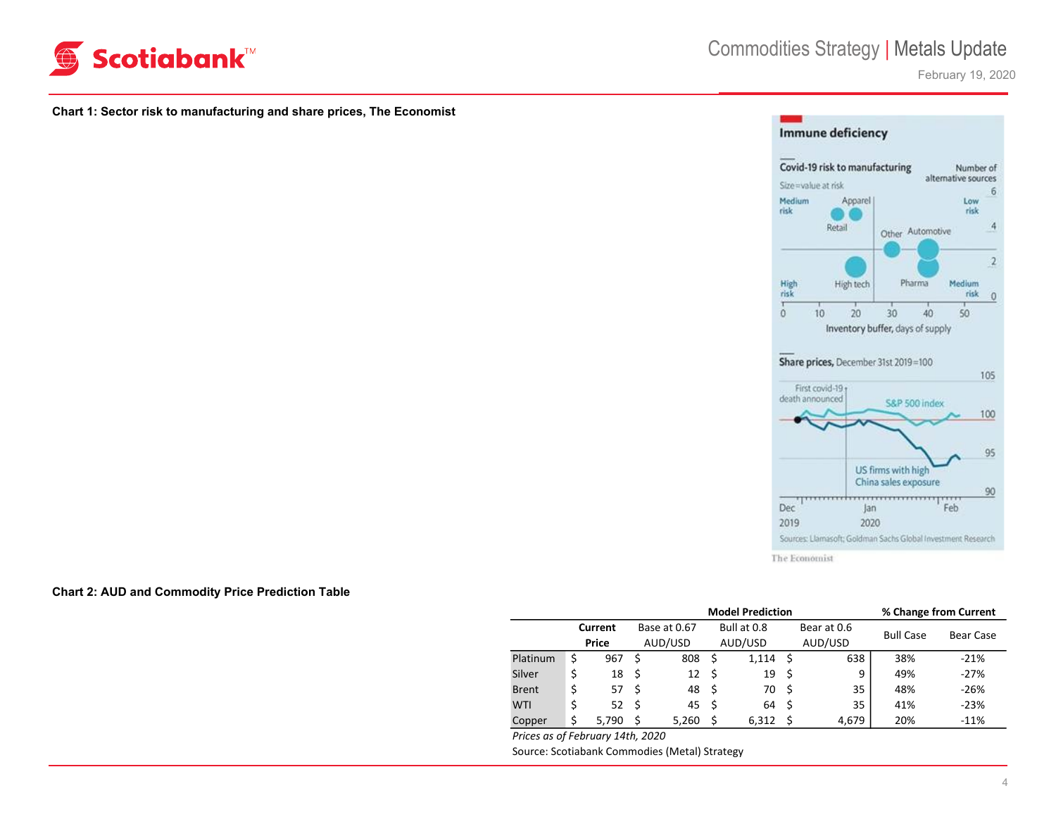**Chart 1: Sector risk to manufacturing and share prices, The Economist**

**Immune deficiency**

Covid-19 risk to manufacturing

Size=value at risk

Number of alternative sources

Medium risk | Low risk | High risk | Medium risk

Apparel, Retail, Other, Automotive, High tech, Pharma

Inventory buffer, days of supply

Share prices, December 31st 2019=100

First covid-19 death announced

S&P 500 index

US firms with high China sales exposure

Sources: Llamasoft; Goldman Sachs Global Investment Research

The Economist

**Chart 2: AUD and Commodity Price Prediction Table**

| | Current Price | Model Prediction | | | % Change from Current | |
|---|---|---|---|---|---|---|
| | | Base at 0.67 AUD/USD | Bull at 0.8 AUD/USD | Bear at 0.6 AUD/USD | Bull Case | Bear Case |
| Platinum | $ 967 | $ 808 | $ 1,114 | $ 638 | 38% | -21% |
| Silver | $ 18 | $ 12 | $ 19 | $ 9 | 49% | -27% |
| Brent | $ 57 | $ 48 | $ 70 | $ 35 | 48% | -26% |
| WTI | $ 52 | $ 45 | $ 64 | $ 35 | 41% | -23% |
| Copper | $ 5,790 | $ 5,260 | $ 6,312 | $ 4,679 | 20% | -11% |

*Prices as of February 14th, 2020*

Source: Scotiabank Commodies (Metal) Strategy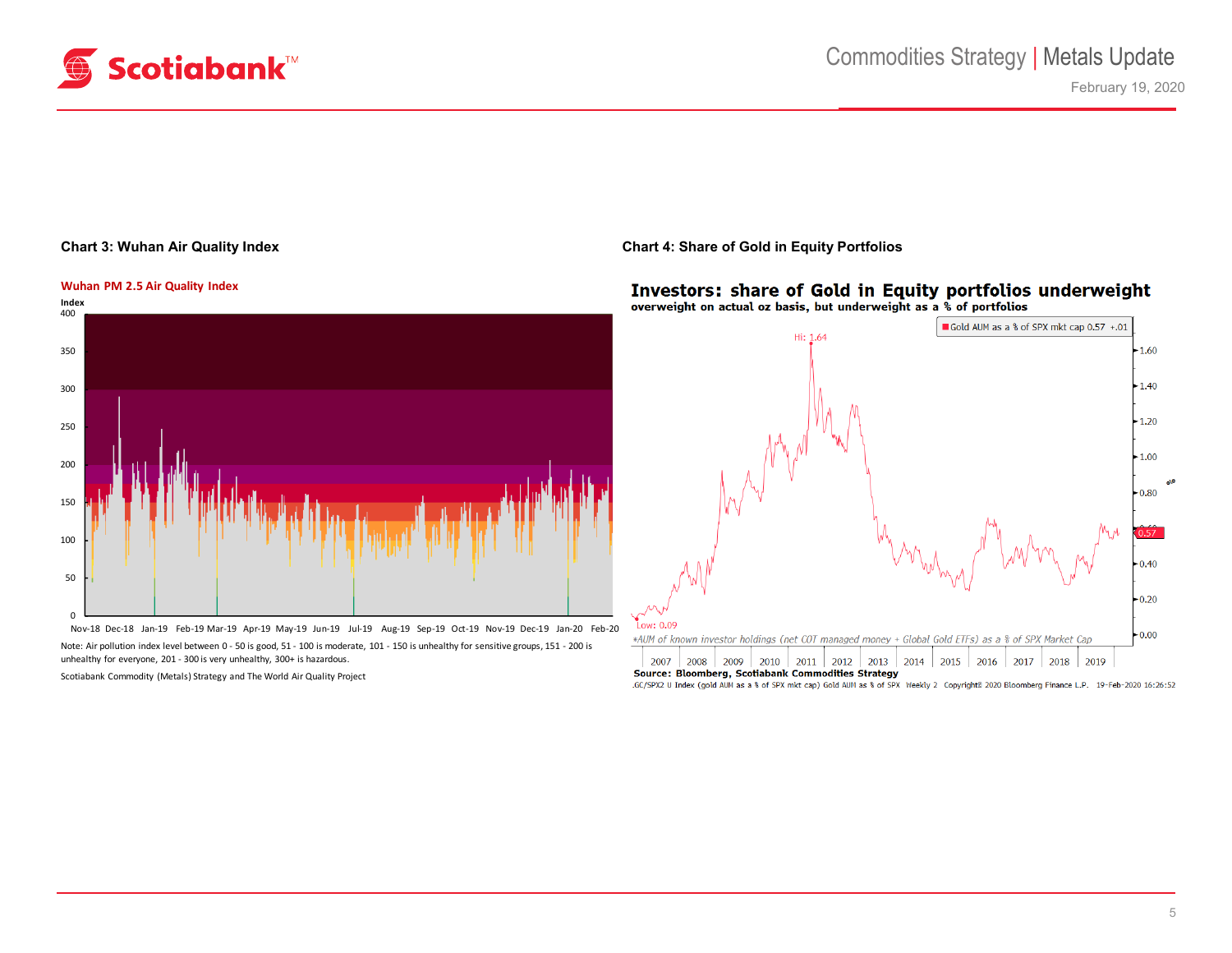**Chart 3: Wuhan Air Quality Index**

Wuhan PM 2.5 Air Quality Index

Note: Air pollution index level between 0 - 50 is good, 51 - 100 is moderate, 101 - 150 is unhealthy for sensitive groups, 151 - 200 is unhealthy for everyone, 201 - 300 is very unhealthy, 300+ is hazardous.

Scotiabank Commodity (Metals) Strategy and The World Air Quality Project

**Chart 4: Share of Gold in Equity Portfolios**

**Investors: share of Gold in Equity portfolios underweight**
**overweight on actual oz basis, but underweight as a % of portfolios**

*AUM of known investor holdings (net COT managed money + Global Gold ETFs) as a % of SPX Market Cap

Source: Bloomberg, Scotiabank Commodities Strategy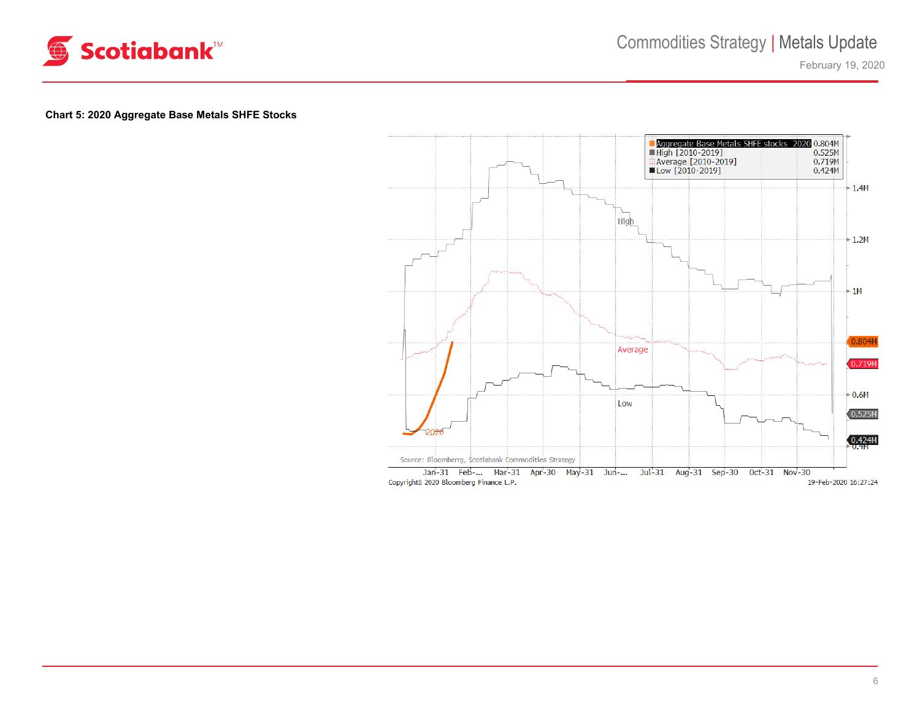**Chart 5: 2020 Aggregate Base Metals SHFE Stocks**

| Series | Value |
|---|---|
| Aggregate Base Metals SHFE stocks 2020 | 0.804M |
| High [2010-2019] | 0.525M |
| Average [2010-2019] | 0.719M |
| Low [2010-2019] | 0.424M |

Source: Bloomberg, Scotiabank Commodities Strategy

Copyright© 2020 Bloomberg Finance L.P. 19-Feb-2020 16:27:24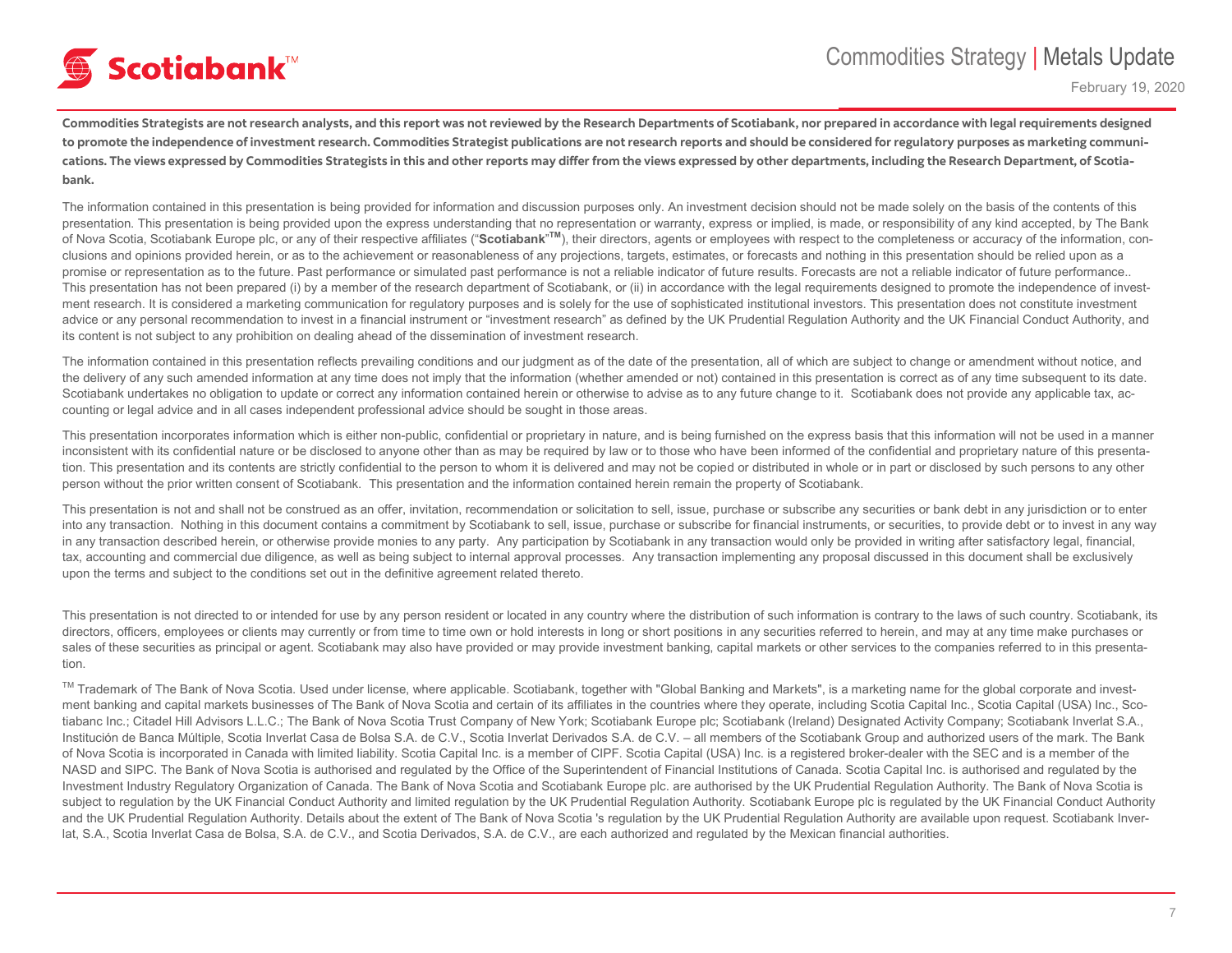**Commodities Strategists are not research analysts, and this report was not reviewed by the Research Departments of Scotiabank, nor prepared in accordance with legal requirements designed to promote the independence of investment research. Commodities Strategist publications are not research reports and should be considered for regulatory purposes as marketing communications. The views expressed by Commodities Strategists in this and other reports may differ from the views expressed by other departments, including the Research Department, of Scotiabank.**

The information contained in this presentation is being provided for information and discussion purposes only. An investment decision should not be made solely on the basis of the contents of this presentation. This presentation is being provided upon the express understanding that no representation or warranty, express or implied, is made, or responsibility of any kind accepted, by The Bank of Nova Scotia, Scotiabank Europe plc, or any of their respective affiliates ("**Scotiabank**"**TM**), their directors, agents or employees with respect to the completeness or accuracy of the information, conclusions and opinions provided herein, or as to the achievement or reasonableness of any projections, targets, estimates, or forecasts and nothing in this presentation should be relied upon as a promise or representation as to the future. Past performance or simulated past performance is not a reliable indicator of future results. Forecasts are not a reliable indicator of future performance.. This presentation has not been prepared (i) by a member of the research department of Scotiabank, or (ii) in accordance with the legal requirements designed to promote the independence of investment research. It is considered a marketing communication for regulatory purposes and is solely for the use of sophisticated institutional investors. This presentation does not constitute investment advice or any personal recommendation to invest in a financial instrument or "investment research" as defined by the UK Prudential Regulation Authority and the UK Financial Conduct Authority, and its content is not subject to any prohibition on dealing ahead of the dissemination of investment research.

The information contained in this presentation reflects prevailing conditions and our judgment as of the date of the presentation, all of which are subject to change or amendment without notice, and the delivery of any such amended information at any time does not imply that the information (whether amended or not) contained in this presentation is correct as of any time subsequent to its date. Scotiabank undertakes no obligation to update or correct any information contained herein or otherwise to advise as to any future change to it. Scotiabank does not provide any applicable tax, accounting or legal advice and in all cases independent professional advice should be sought in those areas.

This presentation incorporates information which is either non-public, confidential or proprietary in nature, and is being furnished on the express basis that this information will not be used in a manner inconsistent with its confidential nature or be disclosed to anyone other than as may be required by law or to those who have been informed of the confidential and proprietary nature of this presentation. This presentation and its contents are strictly confidential to the person to whom it is delivered and may not be copied or distributed in whole or in part or disclosed by such persons to any other person without the prior written consent of Scotiabank. This presentation and the information contained herein remain the property of Scotiabank.

This presentation is not and shall not be construed as an offer, invitation, recommendation or solicitation to sell, issue, purchase or subscribe any securities or bank debt in any jurisdiction or to enter into any transaction. Nothing in this document contains a commitment by Scotiabank to sell, issue, purchase or subscribe for financial instruments, or securities, to provide debt or to invest in any way in any transaction described herein, or otherwise provide monies to any party. Any participation by Scotiabank in any transaction would only be provided in writing after satisfactory legal, financial, tax, accounting and commercial due diligence, as well as being subject to internal approval processes. Any transaction implementing any proposal discussed in this document shall be exclusively upon the terms and subject to the conditions set out in the definitive agreement related thereto.

This presentation is not directed to or intended for use by any person resident or located in any country where the distribution of such information is contrary to the laws of such country. Scotiabank, its directors, officers, employees or clients may currently or from time to time own or hold interests in long or short positions in any securities referred to herein, and may at any time make purchases or sales of these securities as principal or agent. Scotiabank may also have provided or may provide investment banking, capital markets or other services to the companies referred to in this presentation.

TM Trademark of The Bank of Nova Scotia. Used under license, where applicable. Scotiabank, together with "Global Banking and Markets", is a marketing name for the global corporate and investment banking and capital markets businesses of The Bank of Nova Scotia and certain of its affiliates in the countries where they operate, including Scotia Capital Inc., Scotia Capital (USA) Inc., Scotiabanc Inc.; Citadel Hill Advisors L.L.C.; The Bank of Nova Scotia Trust Company of New York; Scotiabank Europe plc; Scotiabank (Ireland) Designated Activity Company; Scotiabank Inverlat S.A., Institución de Banca Múltiple, Scotia Inverlat Casa de Bolsa S.A. de C.V., Scotia Inverlat Derivados S.A. de C.V. – all members of the Scotiabank Group and authorized users of the mark. The Bank of Nova Scotia is incorporated in Canada with limited liability. Scotia Capital Inc. is a member of CIPF. Scotia Capital (USA) Inc. is a registered broker-dealer with the SEC and is a member of the NASD and SIPC. The Bank of Nova Scotia is authorised and regulated by the Office of the Superintendent of Financial Institutions of Canada. Scotia Capital Inc. is authorised and regulated by the Investment Industry Regulatory Organization of Canada. The Bank of Nova Scotia and Scotiabank Europe plc. are authorised by the UK Prudential Regulation Authority. The Bank of Nova Scotia is subject to regulation by the UK Financial Conduct Authority and limited regulation by the UK Prudential Regulation Authority. Scotiabank Europe plc is regulated by the UK Financial Conduct Authority and the UK Prudential Regulation Authority. Details about the extent of The Bank of Nova Scotia 's regulation by the UK Prudential Regulation Authority are available upon request. Scotiabank Inverlat, S.A., Scotia Inverlat Casa de Bolsa, S.A. de C.V., and Scotia Derivados, S.A. de C.V., are each authorized and regulated by the Mexican financial authorities.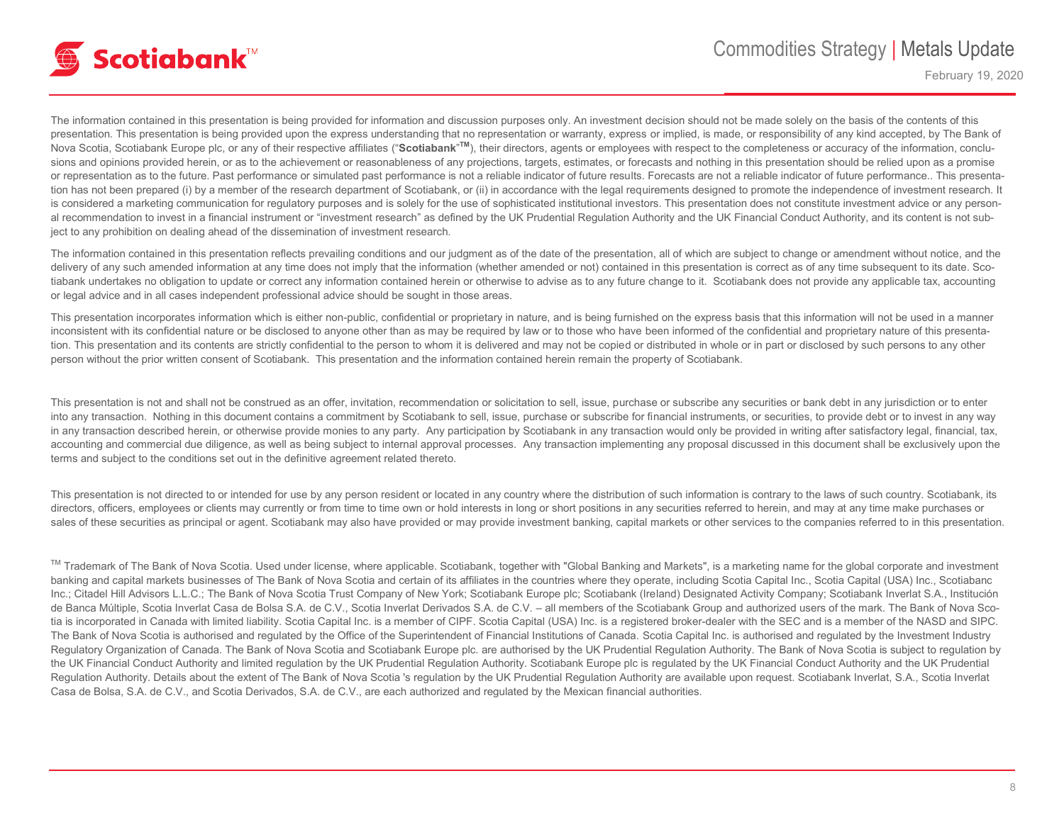The information contained in this presentation is being provided for information and discussion purposes only. An investment decision should not be made solely on the basis of the contents of this presentation. This presentation is being provided upon the express understanding that no representation or warranty, express or implied, is made, or responsibility of any kind accepted, by The Bank of Nova Scotia, Scotiabank Europe plc, or any of their respective affiliates ("**Scotiabank**"™), their directors, agents or employees with respect to the completeness or accuracy of the information, conclusions and opinions provided herein, or as to the achievement or reasonableness of any projections, targets, estimates, or forecasts and nothing in this presentation should be relied upon as a promise or representation as to the future. Past performance or simulated past performance is not a reliable indicator of future results. Forecasts are not a reliable indicator of future performance.. This presentation has not been prepared (i) by a member of the research department of Scotiabank, or (ii) in accordance with the legal requirements designed to promote the independence of investment research. It is considered a marketing communication for regulatory purposes and is solely for the use of sophisticated institutional investors. This presentation does not constitute investment advice or any personal recommendation to invest in a financial instrument or "investment research" as defined by the UK Prudential Regulation Authority and the UK Financial Conduct Authority, and its content is not subject to any prohibition on dealing ahead of the dissemination of investment research.

The information contained in this presentation reflects prevailing conditions and our judgment as of the date of the presentation, all of which are subject to change or amendment without notice, and the delivery of any such amended information at any time does not imply that the information (whether amended or not) contained in this presentation is correct as of any time subsequent to its date. Scotiabank undertakes no obligation to update or correct any information contained herein or otherwise to advise as to any future change to it. Scotiabank does not provide any applicable tax, accounting or legal advice and in all cases independent professional advice should be sought in those areas.

This presentation incorporates information which is either non-public, confidential or proprietary in nature, and is being furnished on the express basis that this information will not be used in a manner inconsistent with its confidential nature or be disclosed to anyone other than as may be required by law or to those who have been informed of the confidential and proprietary nature of this presentation. This presentation and its contents are strictly confidential to the person to whom it is delivered and may not be copied or distributed in whole or in part or disclosed by such persons to any other person without the prior written consent of Scotiabank. This presentation and the information contained herein remain the property of Scotiabank.

This presentation is not and shall not be construed as an offer, invitation, recommendation or solicitation to sell, issue, purchase or subscribe any securities or bank debt in any jurisdiction or to enter into any transaction. Nothing in this document contains a commitment by Scotiabank to sell, issue, purchase or subscribe for financial instruments, or securities, to provide debt or to invest in any way in any transaction described herein, or otherwise provide monies to any party. Any participation by Scotiabank in any transaction would only be provided in writing after satisfactory legal, financial, tax, accounting and commercial due diligence, as well as being subject to internal approval processes. Any transaction implementing any proposal discussed in this document shall be exclusively upon the terms and subject to the conditions set out in the definitive agreement related thereto.

This presentation is not directed to or intended for use by any person resident or located in any country where the distribution of such information is contrary to the laws of such country. Scotiabank, its directors, officers, employees or clients may currently or from time to time own or hold interests in long or short positions in any securities referred to herein, and may at any time make purchases or sales of these securities as principal or agent. Scotiabank may also have provided or may provide investment banking, capital markets or other services to the companies referred to in this presentation.

™ Trademark of The Bank of Nova Scotia. Used under license, where applicable. Scotiabank, together with "Global Banking and Markets", is a marketing name for the global corporate and investment banking and capital markets businesses of The Bank of Nova Scotia and certain of its affiliates in the countries where they operate, including Scotia Capital Inc., Scotia Capital (USA) Inc., Scotiabanc Inc.; Citadel Hill Advisors L.L.C.; The Bank of Nova Scotia Trust Company of New York; Scotiabank Europe plc; Scotiabank (Ireland) Designated Activity Company; Scotiabank Inverlat S.A., Institución de Banca Múltiple, Scotia Inverlat Casa de Bolsa S.A. de C.V., Scotia Inverlat Derivados S.A. de C.V. – all members of the Scotiabank Group and authorized users of the mark. The Bank of Nova Scotia is incorporated in Canada with limited liability. Scotia Capital Inc. is a member of CIPF. Scotia Capital (USA) Inc. is a registered broker-dealer with the SEC and is a member of the NASD and SIPC. The Bank of Nova Scotia is authorised and regulated by the Office of the Superintendent of Financial Institutions of Canada. Scotia Capital Inc. is authorised and regulated by the Investment Industry Regulatory Organization of Canada. The Bank of Nova Scotia and Scotiabank Europe plc. are authorised by the UK Prudential Regulation Authority. The Bank of Nova Scotia is subject to regulation by the UK Financial Conduct Authority and limited regulation by the UK Prudential Regulation Authority. Scotiabank Europe plc is regulated by the UK Financial Conduct Authority and the UK Prudential Regulation Authority. Details about the extent of The Bank of Nova Scotia 's regulation by the UK Prudential Regulation Authority are available upon request. Scotiabank Inverlat, S.A., Scotia Inverlat Casa de Bolsa, S.A. de C.V., and Scotia Derivados, S.A. de C.V., are each authorized and regulated by the Mexican financial authorities.